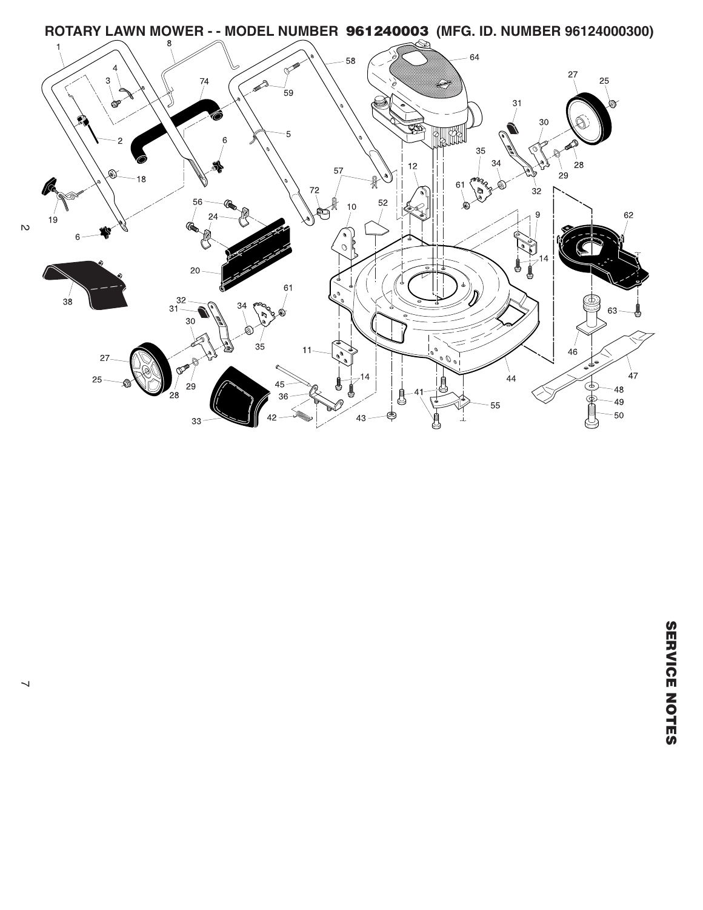# ROTARY LAWN MOWER - - MODEL NUMBER 961240003 (MFG. ID. NUMBER 96124000300)

SERVICE NOTES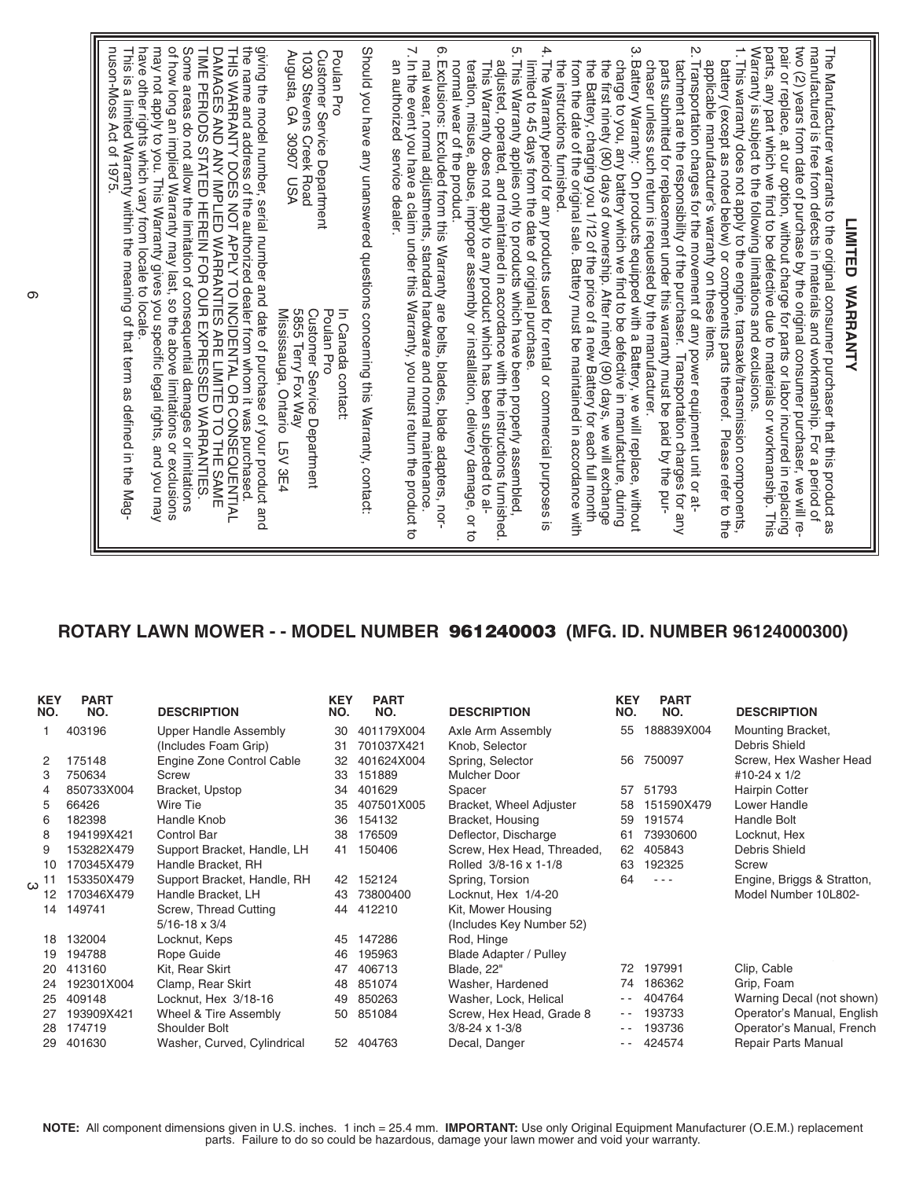## LIMITED WARRANTY

The Manufacturer warrants to the original consumer purchaser that this product as manufactured is free from defects in materials and workmanship. For a period of two (2) years from date of purchase by the original consumer purchaser, we will repair or replace, at our option, without charge for parts or labor incurred in replacing parts, any part which we find to be defective due to materials or workmanship. This Warranty is subject to the following limitations and exclusions.

1. This warranty does not apply to the engine, transaxle/transmission components, battery (except as noted below) or components parts thereof. Please refer to the applicable manufacturer's warranty on these items.
2. Transportation charges for the movement of any power equipment unit or attachment are the responsibility of the purchaser. Transportation charges for any parts submitted for replacement under this warranty must be paid by the purchaser unless such return is requested by the manufacturer.
3. Battery Warranty: On products equipped with a Battery, we will replace, without charge to you, any battery which we find to be defective in manufacture, during the first ninety (90) days of ownership. After ninety (90) days, we will exchange the Battery, charging you 1/12 of the price of a new Battery for each full month from the date of the original sale. Battery must be maintained in accordance with the instructions furnished.
4. The Warranty period for any products used for rental or commercial purposes is limited to 45 days from the date of original purchase.
5. This Warranty applies only to products which have been properly assembled, adjusted, operated, and maintained in accordance with the instructions furnished. This Warranty does not apply to any product which has been subjected to alteration, misuse, abuse, improper assembly or installation, delivery damage, or to normal wear of the product.
6. Exclusions: Excluded from this Warranty are belts, blades, blade adapters, normal wear, normal adjustments, standard hardware and normal maintenance.
7. In the event you have a claim under this Warranty, you must return the product to an authorized service dealer.

Should you have any unanswered questions concerning this Warranty, contact:

Poulan Pro
Customer Service Department
1030 Stevens Creek Road
Augusta, GA 30907 USA

In Canada contact:
Poulan Pro
Customer Service Department
5855 Terry Fox Way
Mississauga, Ontario L5V 3E4

giving the model number, serial number and date of purchase of your product and the name and address of the authorized dealer from whom it was purchased.

THIS WARRANTY DOES NOT APPLY TO INCIDENTAL OR CONSEQUENTIAL DAMAGES AND ANY IMPLIED WARRANTIES ARE LIMITED TO THE SAME TIME PERIODS STATED HEREIN FOR OUR EXPRESSED WARRANTIES.

Some areas do not allow the limitation of consequential damages or limitations of how long an implied Warranty may last, so the above limitations or exclusions may not apply to you. This Warranty gives you specific legal rights, and you may have other rights which vary from locale to locale.

This is a Limited Warranty within the meaning of that term as defined in the Magnuson-Moss Act of 1975.

## ROTARY LAWN MOWER - - MODEL NUMBER 961240003 (MFG. ID. NUMBER 96124000300)

| KEY NO. | PART NO. | DESCRIPTION |
|---|---|---|
| 1 | 403196 | Upper Handle Assembly (Includes Foam Grip) |
| 2 | 175148 | Engine Zone Control Cable |
| 3 | 750634 | Screw |
| 4 | 850733X004 | Bracket, Upstop |
| 5 | 66426 | Wire Tie |
| 6 | 182398 | Handle Knob |
| 8 | 194199X421 | Control Bar |
| 9 | 153282X479 | Support Bracket, Handle, LH |
| 10 | 170345X479 | Handle Bracket, RH |
| 11 | 153350X479 | Support Bracket, Handle, RH |
| 12 | 170346X479 | Handle Bracket, LH |
| 14 | 149741 | Screw, Thread Cutting 5/16-18 x 3/4 |
| 18 | 132004 | Locknut, Keps |
| 19 | 194788 | Rope Guide |
| 20 | 413160 | Kit, Rear Skirt |
| 24 | 192301X004 | Clamp, Rear Skirt |
| 25 | 409148 | Locknut, Hex 3/18-16 |
| 27 | 193909X421 | Wheel & Tire Assembly |
| 28 | 174719 | Shoulder Bolt |
| 29 | 401630 | Washer, Curved, Cylindrical |
| 30 | 401179X004 | Axle Arm Assembly |
| 31 | 701037X421 | Knob, Selector |
| 32 | 401624X004 | Spring, Selector |
| 33 | 151889 | Mulcher Door |
| 34 | 401629 | Spacer |
| 35 | 407501X005 | Bracket, Wheel Adjuster |
| 36 | 154132 | Bracket, Housing |
| 38 | 176509 | Deflector, Discharge |
| 41 | 150406 | Screw, Hex Head, Threaded, Rolled 3/8-16 x 1-1/8 |
| 42 | 152124 | Spring, Torsion |
| 43 | 73800400 | Locknut, Hex 1/4-20 |
| 44 | 412210 | Kit, Mower Housing (Includes Key Number 52) |
| 45 | 147286 | Rod, Hinge |
| 46 | 195963 | Blade Adapter / Pulley |
| 47 | 406713 | Blade, 22" |
| 48 | 851074 | Washer, Hardened |
| 49 | 850263 | Washer, Lock, Helical |
| 50 | 851084 | Screw, Hex Head, Grade 8 3/8-24 x 1-3/8 |
| 52 | 404763 | Decal, Danger |
| 55 | 188839X004 | Mounting Bracket, Debris Shield |
| 56 | 750097 | Screw, Hex Washer Head #10-24 x 1/2 |
| 57 | 51793 | Hairpin Cotter |
| 58 | 151590X479 | Lower Handle |
| 59 | 191574 | Handle Bolt |
| 61 | 73930600 | Locknut, Hex |
| 62 | 405843 | Debris Shield |
| 63 | 192325 | Screw |
| 64 | - - - | Engine, Briggs & Stratton, Model Number 10L802- |
| 72 | 197991 | Clip, Cable |
| 74 | 186362 | Grip, Foam |
| - - | 404764 | Warning Decal (not shown) |
| - - | 193733 | Operator's Manual, English |
| - - | 193736 | Operator's Manual, French |
| - - | 424574 | Repair Parts Manual |

**NOTE:** All component dimensions given in U.S. inches. 1 inch = 25.4 mm. **IMPORTANT:** Use only Original Equipment Manufacturer (O.E.M.) replacement parts. Failure to do so could be hazardous, damage your lawn mower and void your warranty.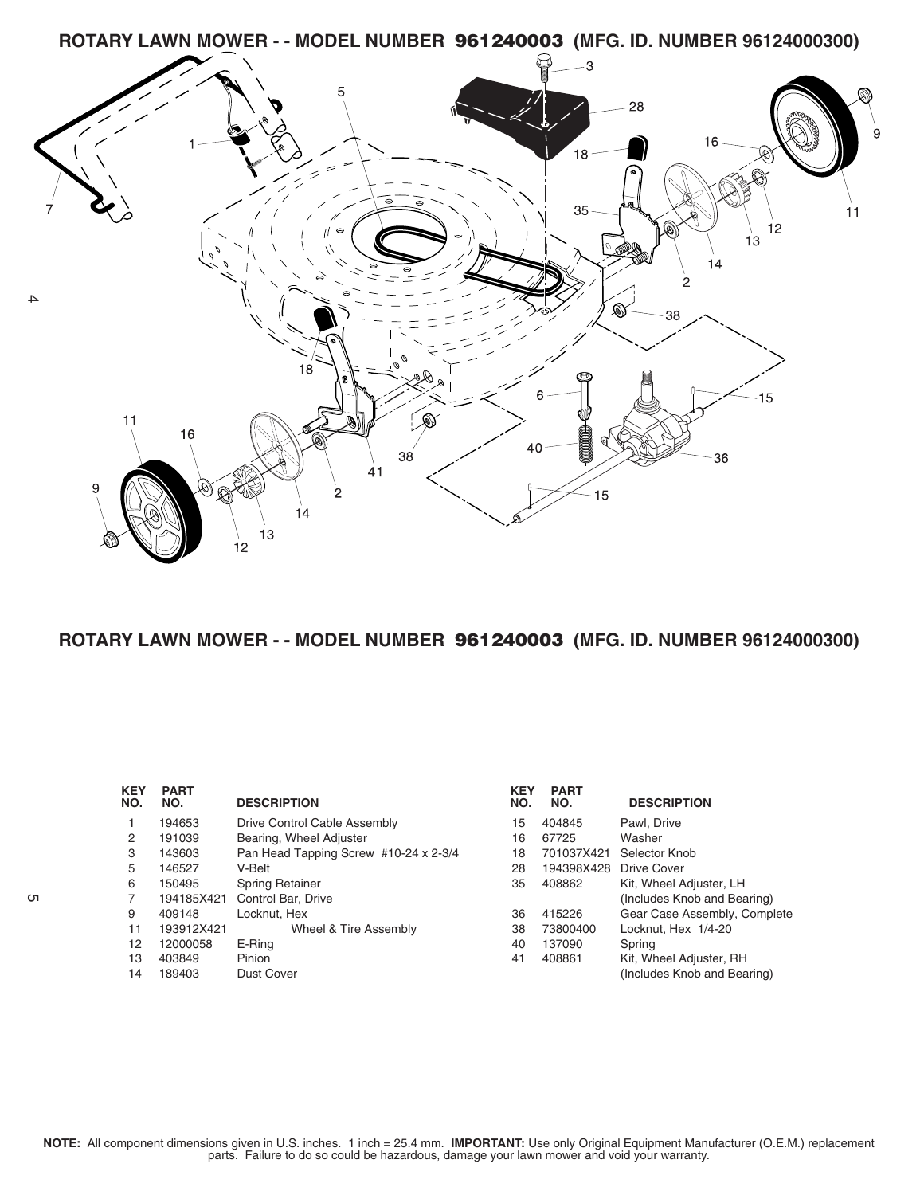## ROTARY LAWN MOWER - - MODEL NUMBER 961240003 (MFG. ID. NUMBER 96124000300)

3
28
16
9
18
11
7
1
5
35
12
13
14
2
38
18
6
15
11
16
40
36
38
41
9
2
15
14
13
12

## ROTARY LAWN MOWER - - MODEL NUMBER 961240003 (MFG. ID. NUMBER 96124000300)

| KEY NO. | PART NO. | DESCRIPTION |
|---|---|---|
| 1 | 194653 | Drive Control Cable Assembly |
| 2 | 191039 | Bearing, Wheel Adjuster |
| 3 | 143603 | Pan Head Tapping Screw #10-24 x 2-3/4 |
| 5 | 146527 | V-Belt |
| 6 | 150495 | Spring Retainer |
| 7 | 194185X421 | Control Bar, Drive |
| 9 | 409148 | Locknut, Hex |
| 11 | 193912X421 | Wheel & Tire Assembly |
| 12 | 12000058 | E-Ring |
| 13 | 403849 | Pinion |
| 14 | 189403 | Dust Cover |
| 15 | 404845 | Pawl, Drive |
| 16 | 67725 | Washer |
| 18 | 701037X421 | Selector Knob |
| 28 | 194398X428 | Drive Cover |
| 35 | 408862 | Kit, Wheel Adjuster, LH (Includes Knob and Bearing) |
| 36 | 415226 | Gear Case Assembly, Complete |
| 38 | 73800400 | Locknut, Hex 1/4-20 |
| 40 | 137090 | Spring |
| 41 | 408861 | Kit, Wheel Adjuster, RH (Includes Knob and Bearing) |

**NOTE:** All component dimensions given in U.S. inches. 1 inch = 25.4 mm. **IMPORTANT:** Use only Original Equipment Manufacturer (O.E.M.) replacement parts. Failure to do so could be hazardous, damage your lawn mower and void your warranty.